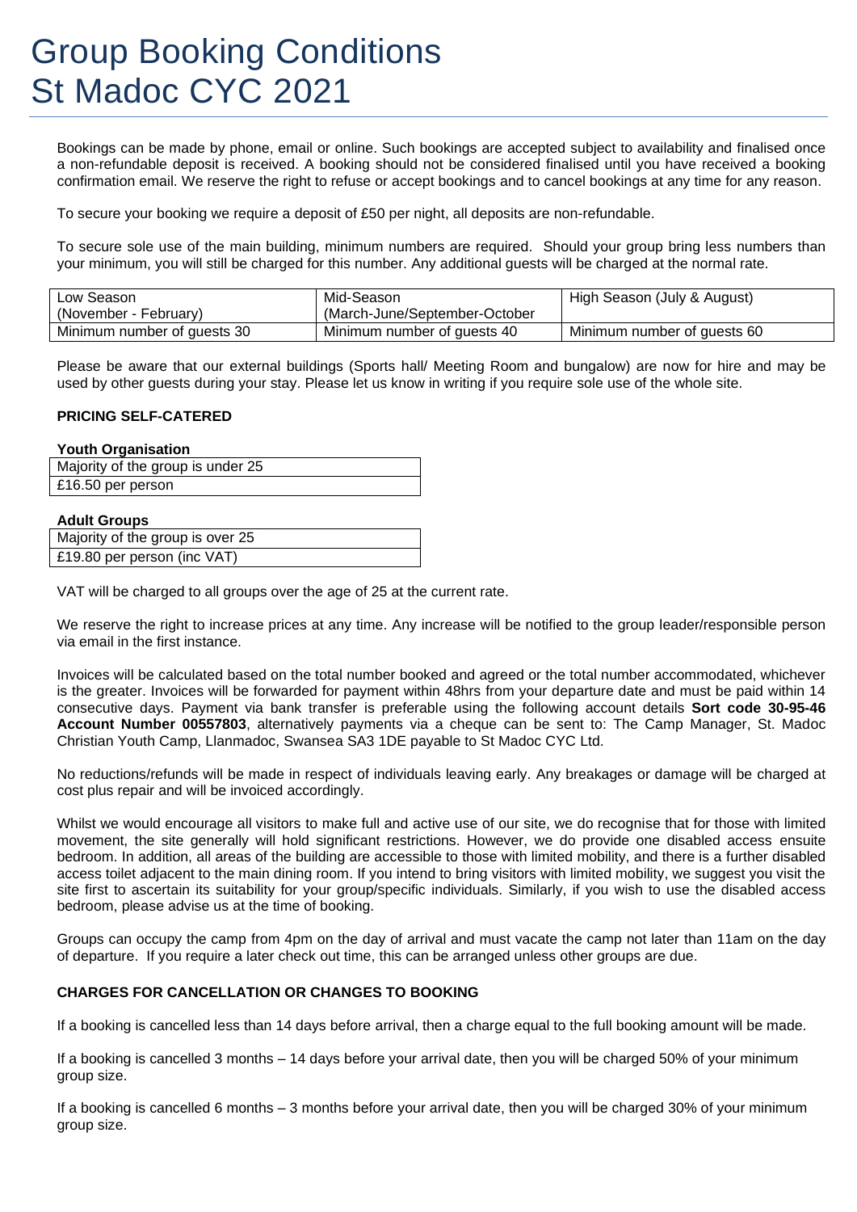# Group Booking Conditions St Madoc CYC 2021

Bookings can be made by phone, email or online. Such bookings are accepted subject to availability and finalised once a non-refundable deposit is received. A booking should not be considered finalised until you have received a booking confirmation email. We reserve the right to refuse or accept bookings and to cancel bookings at any time for any reason.

To secure your booking we require a deposit of £50 per night, all deposits are non-refundable.

To secure sole use of the main building, minimum numbers are required. Should your group bring less numbers than your minimum, you will still be charged for this number. Any additional guests will be charged at the normal rate.

| Low Season (November - February) | Mid-Season (March-June/September-October | High Season (July & August) |
|---|---|---|
| Minimum number of guests 30 | Minimum number of guests 40 | Minimum number of guests 60 |

Please be aware that our external buildings (Sports hall/ Meeting Room and bungalow) are now for hire and may be used by other guests during your stay. Please let us know in writing if you require sole use of the whole site.

**PRICING SELF-CATERED**

**Youth Organisation**

| Majority of the group is under 25 |
|---|
| £16.50 per person |

**Adult Groups**

| Majority of the group is over 25 |
|---|
| £19.80 per person (inc VAT) |

VAT will be charged to all groups over the age of 25 at the current rate.

We reserve the right to increase prices at any time. Any increase will be notified to the group leader/responsible person via email in the first instance.

Invoices will be calculated based on the total number booked and agreed or the total number accommodated, whichever is the greater. Invoices will be forwarded for payment within 48hrs from your departure date and must be paid within 14 consecutive days. Payment via bank transfer is preferable using the following account details **Sort code 30-95-46 Account Number 00557803**, alternatively payments via a cheque can be sent to: The Camp Manager, St. Madoc Christian Youth Camp, Llanmadoc, Swansea SA3 1DE payable to St Madoc CYC Ltd.

No reductions/refunds will be made in respect of individuals leaving early. Any breakages or damage will be charged at cost plus repair and will be invoiced accordingly.

Whilst we would encourage all visitors to make full and active use of our site, we do recognise that for those with limited movement, the site generally will hold significant restrictions. However, we do provide one disabled access ensuite bedroom. In addition, all areas of the building are accessible to those with limited mobility, and there is a further disabled access toilet adjacent to the main dining room. If you intend to bring visitors with limited mobility, we suggest you visit the site first to ascertain its suitability for your group/specific individuals. Similarly, if you wish to use the disabled access bedroom, please advise us at the time of booking.

Groups can occupy the camp from 4pm on the day of arrival and must vacate the camp not later than 11am on the day of departure. If you require a later check out time, this can be arranged unless other groups are due.

**CHARGES FOR CANCELLATION OR CHANGES TO BOOKING**

If a booking is cancelled less than 14 days before arrival, then a charge equal to the full booking amount will be made.

If a booking is cancelled 3 months – 14 days before your arrival date, then you will be charged 50% of your minimum group size.

If a booking is cancelled 6 months – 3 months before your arrival date, then you will be charged 30% of your minimum group size.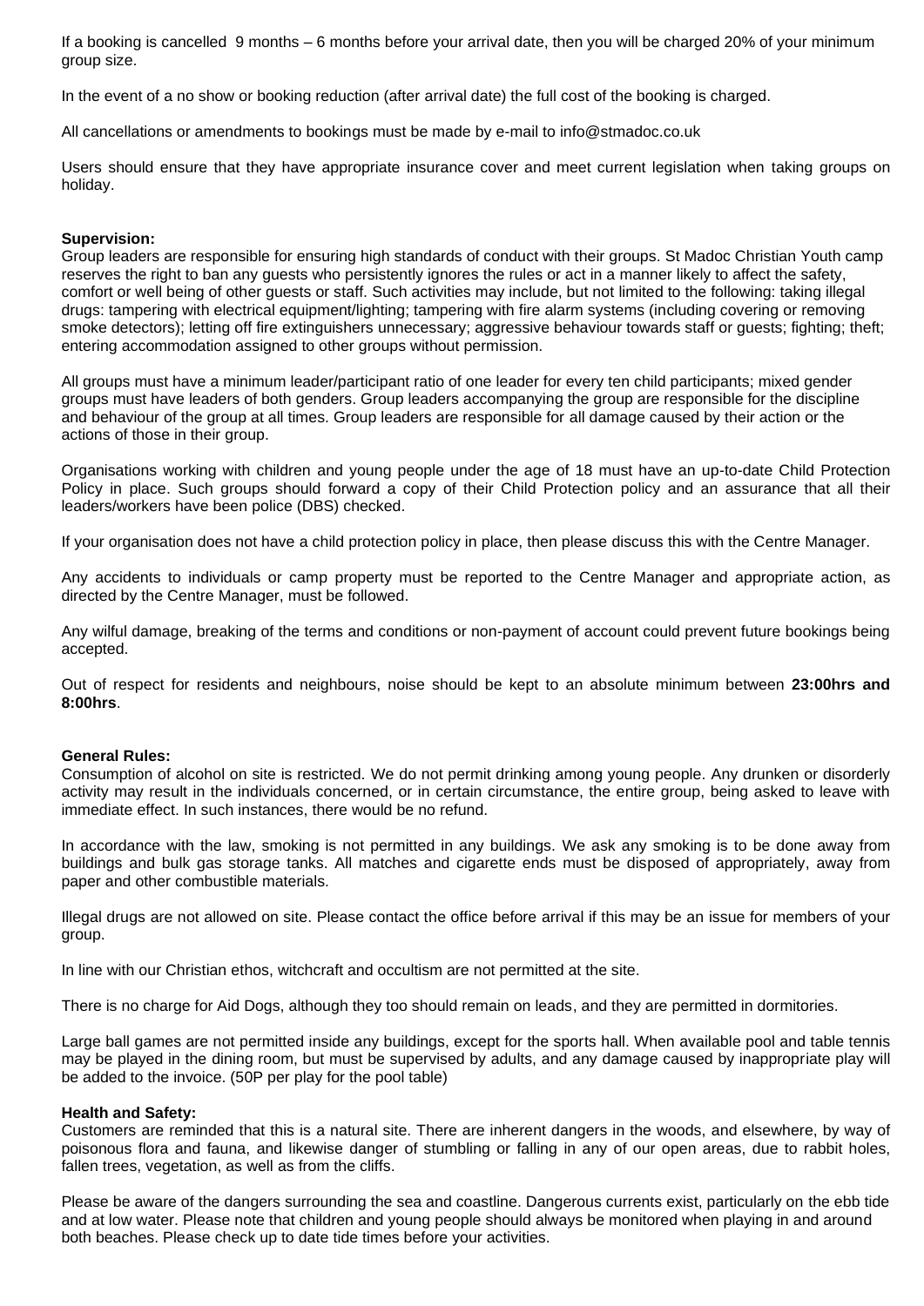If a booking is cancelled 9 months – 6 months before your arrival date, then you will be charged 20% of your minimum group size.

In the event of a no show or booking reduction (after arrival date) the full cost of the booking is charged.

All cancellations or amendments to bookings must be made by e-mail to info@stmadoc.co.uk

Users should ensure that they have appropriate insurance cover and meet current legislation when taking groups on holiday.

**Supervision:**

Group leaders are responsible for ensuring high standards of conduct with their groups. St Madoc Christian Youth camp reserves the right to ban any guests who persistently ignores the rules or act in a manner likely to affect the safety, comfort or well being of other guests or staff. Such activities may include, but not limited to the following: taking illegal drugs: tampering with electrical equipment/lighting; tampering with fire alarm systems (including covering or removing smoke detectors); letting off fire extinguishers unnecessary; aggressive behaviour towards staff or guests; fighting; theft; entering accommodation assigned to other groups without permission.

All groups must have a minimum leader/participant ratio of one leader for every ten child participants; mixed gender groups must have leaders of both genders. Group leaders accompanying the group are responsible for the discipline and behaviour of the group at all times. Group leaders are responsible for all damage caused by their action or the actions of those in their group.

Organisations working with children and young people under the age of 18 must have an up-to-date Child Protection Policy in place. Such groups should forward a copy of their Child Protection policy and an assurance that all their leaders/workers have been police (DBS) checked.

If your organisation does not have a child protection policy in place, then please discuss this with the Centre Manager.

Any accidents to individuals or camp property must be reported to the Centre Manager and appropriate action, as directed by the Centre Manager, must be followed.

Any wilful damage, breaking of the terms and conditions or non-payment of account could prevent future bookings being accepted.

Out of respect for residents and neighbours, noise should be kept to an absolute minimum between **23:00hrs and 8:00hrs**.

**General Rules:**

Consumption of alcohol on site is restricted. We do not permit drinking among young people. Any drunken or disorderly activity may result in the individuals concerned, or in certain circumstance, the entire group, being asked to leave with immediate effect. In such instances, there would be no refund.

In accordance with the law, smoking is not permitted in any buildings. We ask any smoking is to be done away from buildings and bulk gas storage tanks. All matches and cigarette ends must be disposed of appropriately, away from paper and other combustible materials.

Illegal drugs are not allowed on site. Please contact the office before arrival if this may be an issue for members of your group.

In line with our Christian ethos, witchcraft and occultism are not permitted at the site.

There is no charge for Aid Dogs, although they too should remain on leads, and they are permitted in dormitories.

Large ball games are not permitted inside any buildings, except for the sports hall. When available pool and table tennis may be played in the dining room, but must be supervised by adults, and any damage caused by inappropriate play will be added to the invoice. (50P per play for the pool table)

**Health and Safety:**

Customers are reminded that this is a natural site. There are inherent dangers in the woods, and elsewhere, by way of poisonous flora and fauna, and likewise danger of stumbling or falling in any of our open areas, due to rabbit holes, fallen trees, vegetation, as well as from the cliffs.

Please be aware of the dangers surrounding the sea and coastline. Dangerous currents exist, particularly on the ebb tide and at low water. Please note that children and young people should always be monitored when playing in and around both beaches. Please check up to date tide times before your activities.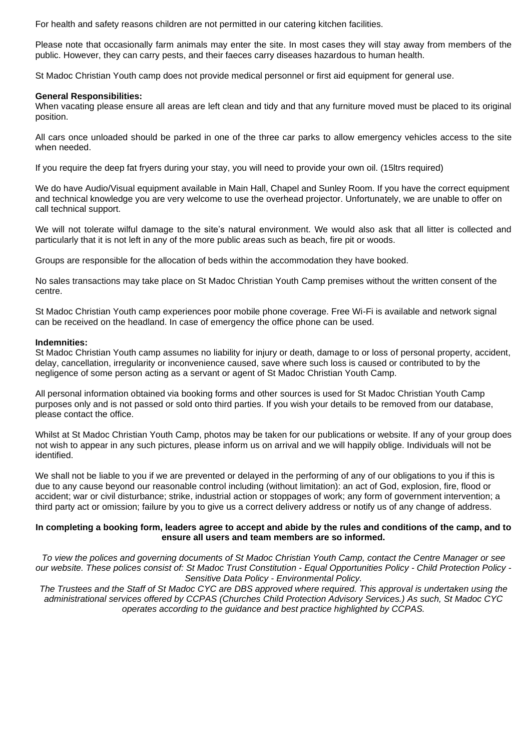For health and safety reasons children are not permitted in our catering kitchen facilities.

Please note that occasionally farm animals may enter the site. In most cases they will stay away from members of the public. However, they can carry pests, and their faeces carry diseases hazardous to human health.

St Madoc Christian Youth camp does not provide medical personnel or first aid equipment for general use.

**General Responsibilities:**
When vacating please ensure all areas are left clean and tidy and that any furniture moved must be placed to its original position.

All cars once unloaded should be parked in one of the three car parks to allow emergency vehicles access to the site when needed.

If you require the deep fat fryers during your stay, you will need to provide your own oil. (15ltrs required)

We do have Audio/Visual equipment available in Main Hall, Chapel and Sunley Room. If you have the correct equipment and technical knowledge you are very welcome to use the overhead projector. Unfortunately, we are unable to offer on call technical support.

We will not tolerate wilful damage to the site's natural environment. We would also ask that all litter is collected and particularly that it is not left in any of the more public areas such as beach, fire pit or woods.

Groups are responsible for the allocation of beds within the accommodation they have booked.

No sales transactions may take place on St Madoc Christian Youth Camp premises without the written consent of the centre.

St Madoc Christian Youth camp experiences poor mobile phone coverage. Free Wi-Fi is available and network signal can be received on the headland. In case of emergency the office phone can be used.

**Indemnities:**
St Madoc Christian Youth camp assumes no liability for injury or death, damage to or loss of personal property, accident, delay, cancellation, irregularity or inconvenience caused, save where such loss is caused or contributed to by the negligence of some person acting as a servant or agent of St Madoc Christian Youth Camp.

All personal information obtained via booking forms and other sources is used for St Madoc Christian Youth Camp purposes only and is not passed or sold onto third parties. If you wish your details to be removed from our database, please contact the office.

Whilst at St Madoc Christian Youth Camp, photos may be taken for our publications or website. If any of your group does not wish to appear in any such pictures, please inform us on arrival and we will happily oblige. Individuals will not be identified.

We shall not be liable to you if we are prevented or delayed in the performing of any of our obligations to you if this is due to any cause beyond our reasonable control including (without limitation): an act of God, explosion, fire, flood or accident; war or civil disturbance; strike, industrial action or stoppages of work; any form of government intervention; a third party act or omission; failure by you to give us a correct delivery address or notify us of any change of address.

**In completing a booking form, leaders agree to accept and abide by the rules and conditions of the camp, and to ensure all users and team members are so informed.**

*To view the polices and governing documents of St Madoc Christian Youth Camp, contact the Centre Manager or see our website. These polices consist of: St Madoc Trust Constitution - Equal Opportunities Policy - Child Protection Policy - Sensitive Data Policy - Environmental Policy.*

*The Trustees and the Staff of St Madoc CYC are DBS approved where required. This approval is undertaken using the administrational services offered by CCPAS (Churches Child Protection Advisory Services.) As such, St Madoc CYC operates according to the guidance and best practice highlighted by CCPAS.*